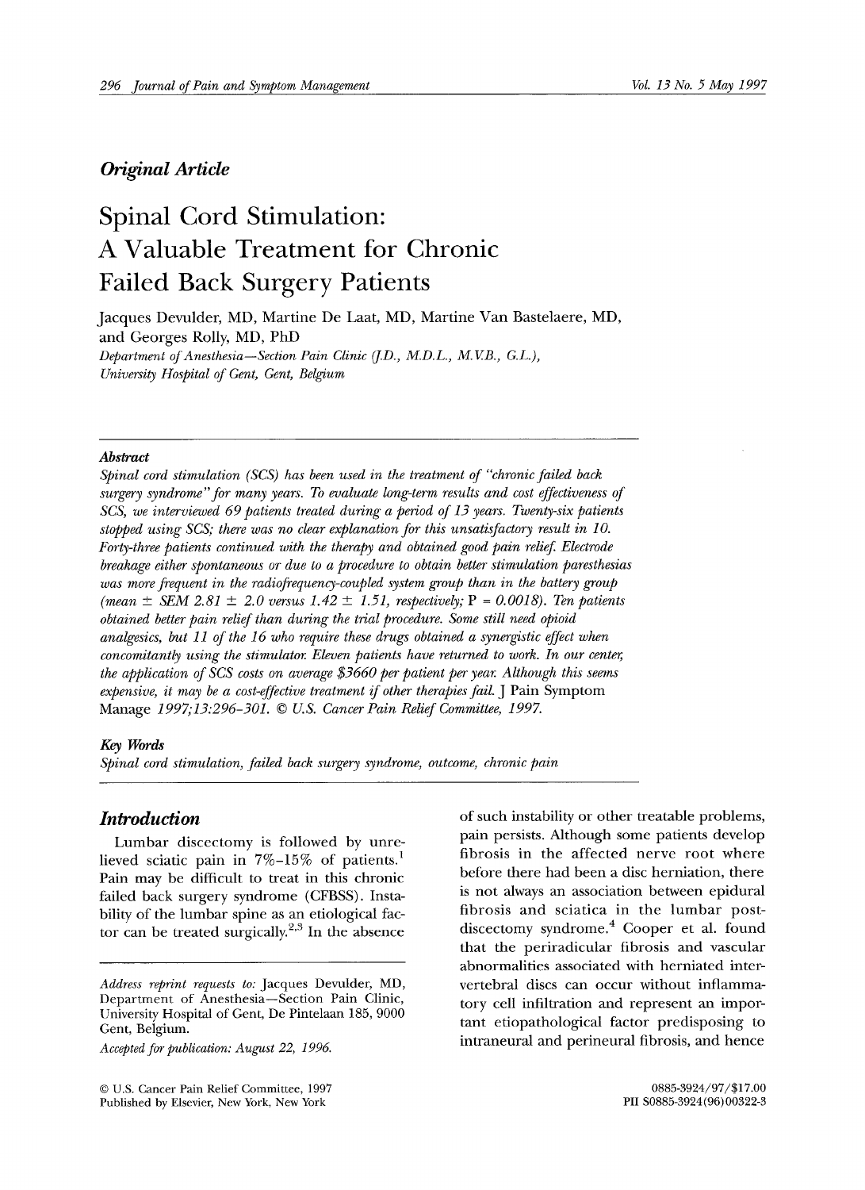*Original Article*

# Spinal Cord Stimulation: A Valuable Treatment for Chronic Failed Back Surgery Patients

Jacques Devulder, MD, Martine De Laat, MD, Martine Van Bastelaere, MD, and Georges Rolly, MD, PhD

*Department of Anesthesia—Section Pain Clinic (J.D., M.D.L., M.V.B., G.L.), University Hospital of Gent, Gent, Belgium*

---

***Abstract***

*Spinal cord stimulation (SCS) has been used in the treatment of "chronic failed back surgery syndrome" for many years. To evaluate long-term results and cost effectiveness of SCS, we interviewed 69 patients treated during a period of 13 years. Twenty-six patients stopped using SCS; there was no clear explanation for this unsatisfactory result in 10. Forty-three patients continued with the therapy and obtained good pain relief. Electrode breakage either spontaneous or due to a procedure to obtain better stimulation paresthesias was more frequent in the radiofrequency-coupled system group than in the battery group (mean ± SEM 2.81 ± 2.0 versus 1.42 ± 1.51, respectively; P = 0.0018). Ten patients obtained better pain relief than during the trial procedure. Some still need opioid analgesics, but 11 of the 16 who require these drugs obtained a synergistic effect when concomitantly using the stimulator. Eleven patients have returned to work. In our center, the application of SCS costs on average $3660 per patient per year. Although this seems expensive, it may be a cost-effective treatment if other therapies fail.* J Pain Symptom Manage *1997;13:296–301.* © *U.S. Cancer Pain Relief Committee, 1997.*

***Key Words***

*Spinal cord stimulation, failed back surgery syndrome, outcome, chronic pain*

---

## Introduction

Lumbar discectomy is followed by unrelieved sciatic pain in 7%–15% of patients.[1] Pain may be difficult to treat in this chronic failed back surgery syndrome (CFBSS). Instability of the lumbar spine as an etiological factor can be treated surgically.[2,3] In the absence of such instability or other treatable problems, pain persists. Although some patients develop fibrosis in the affected nerve root where before there had been a disc herniation, there is not always an association between epidural fibrosis and sciatica in the lumbar post-discectomy syndrome.[4] Cooper et al. found that the periradicular fibrosis and vascular abnormalities associated with herniated intervertebral discs can occur without inflammatory cell infiltration and represent an important etiopathological factor predisposing to intraneural and perineural fibrosis, and hence

---

*Address reprint requests to:* Jacques Devulder, MD, Department of Anesthesia—Section Pain Clinic, University Hospital of Gent, De Pintelaan 185, 9000 Gent, Belgium.

*Accepted for publication: August 22, 1996.*

© U.S. Cancer Pain Relief Committee, 1997
Published by Elsevier, New York, New York

0885-3924/97/$17.00
PII S0885-3924(96)00322-3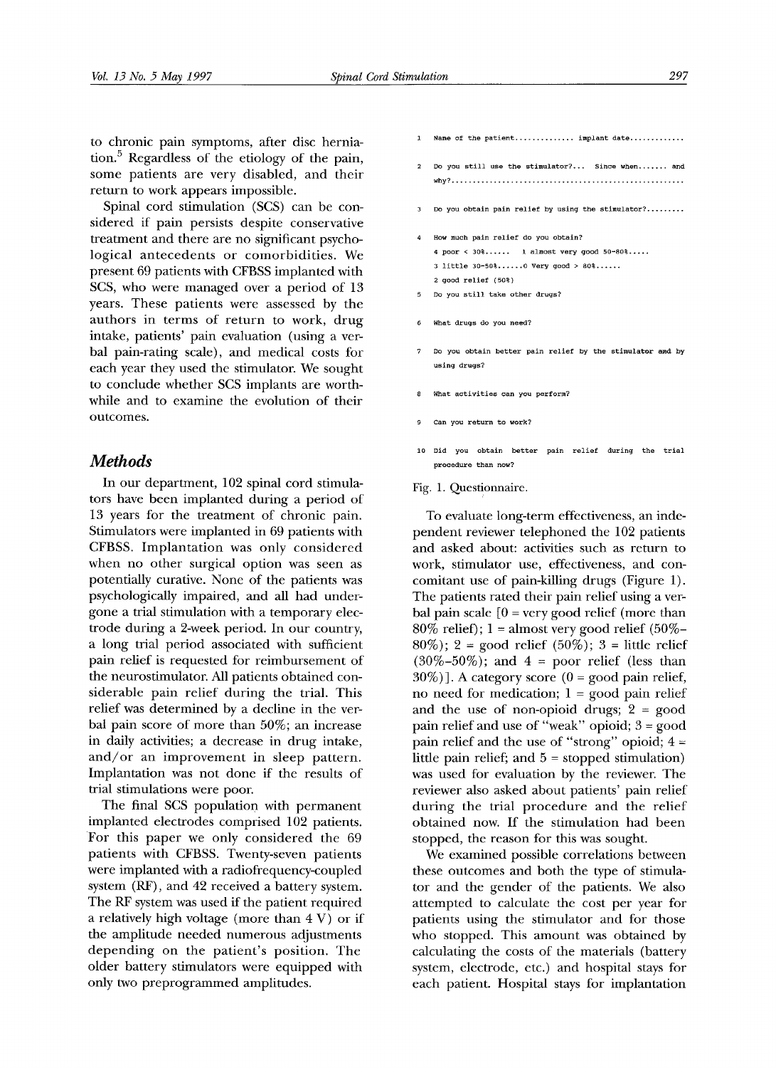to chronic pain symptoms, after disc herniation.[5] Regardless of the etiology of the pain, some patients are very disabled, and their return to work appears impossible.

Spinal cord stimulation (SCS) can be considered if pain persists despite conservative treatment and there are no significant psychological antecedents or comorbidities. We present 69 patients with CFBSS implanted with SCS, who were managed over a period of 13 years. These patients were assessed by the authors in terms of return to work, drug intake, patients' pain evaluation (using a verbal pain-rating scale), and medical costs for each year they used the stimulator. We sought to conclude whether SCS implants are worthwhile and to examine the evolution of their outcomes.

## Methods

In our department, 102 spinal cord stimulators have been implanted during a period of 13 years for the treatment of chronic pain. Stimulators were implanted in 69 patients with CFBSS. Implantation was only considered when no other surgical option was seen as potentially curative. None of the patients was psychologically impaired, and all had undergone a trial stimulation with a temporary electrode during a 2-week period. In our country, a long trial period associated with sufficient pain relief is requested for reimbursement of the neurostimulator. All patients obtained considerable pain relief during the trial. This relief was determined by a decline in the verbal pain score of more than 50%; an increase in daily activities; a decrease in drug intake, and/or an improvement in sleep pattern. Implantation was not done if the results of trial stimulations were poor.

The final SCS population with permanent implanted electrodes comprised 102 patients. For this paper we only considered the 69 patients with CFBSS. Twenty-seven patients were implanted with a radiofrequency-coupled system (RF), and 42 received a battery system. The RF system was used if the patient required a relatively high voltage (more than 4 V) or if the amplitude needed numerous adjustments depending on the patient's position. The older battery stimulators were equipped with only two preprogrammed amplitudes.

```
1  Name of the patient.............. implant date............

2  Do you still use the stimulator?...  Since when....... and
   why?.......................................................

3  Do you obtain pain relief by using the stimulator?.........

4  How much pain relief do you obtain?
   4 poor < 30%......    1 almost very good 50-80%.....
   3 little 30-50%......0 Very good > 80%......
   2 good relief (50%)
5  Do you still take other drugs?

6  What drugs do you need?

7  Do you obtain better pain relief by the stimulator and by
   using drugs?

8  What activities can you perform?

9  Can you return to work?

10 Did you obtain better pain relief during the trial
   procedure than now?
```

Fig. 1. Questionnaire.

To evaluate long-term effectiveness, an independent reviewer telephoned the 102 patients and asked about: activities such as return to work, stimulator use, effectiveness, and concomitant use of pain-killing drugs (Figure 1). The patients rated their pain relief using a verbal pain scale [0 = very good relief (more than 80% relief); 1 = almost very good relief (50%–80%); 2 = good relief (50%); 3 = little relief (30%–50%); and 4 = poor relief (less than 30%)]. A category score (0 = good pain relief, no need for medication; 1 = good pain relief and the use of non-opioid drugs; 2 = good pain relief and use of "weak" opioid; 3 = good pain relief and the use of "strong" opioid; 4 = little pain relief; and 5 = stopped stimulation) was used for evaluation by the reviewer. The reviewer also asked about patients' pain relief during the trial procedure and the relief obtained now. If the stimulation had been stopped, the reason for this was sought.

We examined possible correlations between these outcomes and both the type of stimulator and the gender of the patients. We also attempted to calculate the cost per year for patients using the stimulator and for those who stopped. This amount was obtained by calculating the costs of the materials (battery system, electrode, etc.) and hospital stays for each patient. Hospital stays for implantation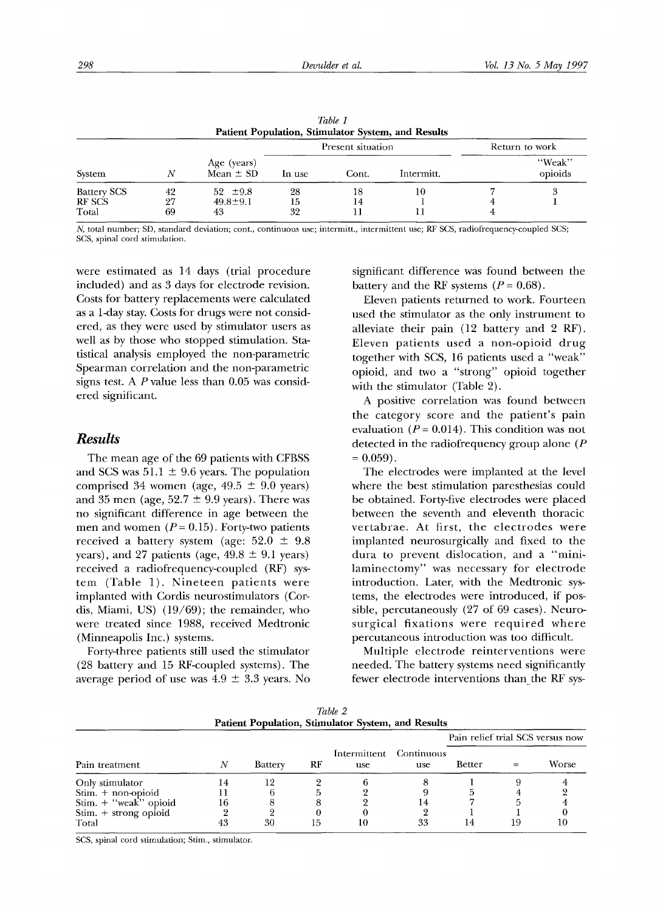*Table 1*
**Patient Population, Stimulator System, and Results**

| | | | Present situation | | | Return to work | |
|---|---|---|---|---|---|---|---|
| System | $N$ | Age (years) Mean ± SD | In use | Cont. | Intermitt. | | "Weak" opioids |
| Battery SCS | 42 | 52 ±9.8 | 28 | 18 | 10 | 7 | 3 |
| RF SCS | 27 | 49.8±9.1 | 15 | 14 | 1 | 4 | 1 |
| Total | 69 | 43 | 32 | 11 | 11 | 4 | |

$N$, total number; SD, standard deviation; cont., continuous use; intermitt., intermittent use; RF SCS, radiofrequency-coupled SCS; SCS, spinal cord stimulation.

were estimated as 14 days (trial procedure included) and as 3 days for electrode revision. Costs for battery replacements were calculated as a 1-day stay. Costs for drugs were not considered, as they were used by stimulator users as well as by those who stopped stimulation. Statistical analysis employed the non-parametric Spearman correlation and the non-parametric signs test. A $P$ value less than 0.05 was considered significant.

## *Results*

The mean age of the 69 patients with CFBSS and SCS was 51.1 ± 9.6 years. The population comprised 34 women (age, 49.5 ± 9.0 years) and 35 men (age, 52.7 ± 9.9 years). There was no significant difference in age between the men and women ($P = 0.15$). Forty-two patients received a battery system (age: 52.0 ± 9.8 years), and 27 patients (age, 49.8 ± 9.1 years) received a radiofrequency-coupled (RF) system (Table 1). Nineteen patients were implanted with Cordis neurostimulators (Cordis, Miami, US) (19/69); the remainder, who were treated since 1988, received Medtronic (Minneapolis Inc.) systems.

Forty-three patients still used the stimulator (28 battery and 15 RF-coupled systems). The average period of use was 4.9 ± 3.3 years. No significant difference was found between the battery and the RF systems ($P = 0.68$).

Eleven patients returned to work. Fourteen used the stimulator as the only instrument to alleviate their pain (12 battery and 2 RF). Eleven patients used a non-opioid drug together with SCS, 16 patients used a "weak" opioid, and two a "strong" opioid together with the stimulator (Table 2).

A positive correlation was found between the category score and the patient's pain evaluation ($P = 0.014$). This condition was not detected in the radiofrequency group alone ($P = 0.059$).

The electrodes were implanted at the level where the best stimulation paresthesias could be obtained. Forty-five electrodes were placed between the seventh and eleventh thoracic vertabrae. At first, the electrodes were implanted neurosurgically and fixed to the dura to prevent dislocation, and a "mini-laminectomy" was necessary for electrode introduction. Later, with the Medtronic systems, the electrodes were introduced, if possible, percutaneously (27 of 69 cases). Neurosurgical fixations were required where percutaneous introduction was too difficult.

Multiple electrode reinterventions were needed. The battery systems need significantly fewer electrode interventions than the RF sys-

*Table 2*
**Patient Population, Stimulator System, and Results**

| | | | | | | Pain relief trial SCS versus now | | |
|---|---|---|---|---|---|---|---|---|
| Pain treatment | $N$ | Battery | RF | Intermittent use | Continuous use | Better | = | Worse |
| Only stimulator | 14 | 12 | 2 | 6 | 8 | 1 | 9 | 4 |
| Stim. + non-opioid | 11 | 6 | 5 | 2 | 9 | 5 | 4 | 2 |
| Stim. + "weak" opioid | 16 | 8 | 8 | 2 | 14 | 7 | 5 | 4 |
| Stim. + strong opioid | 2 | 2 | 0 | 0 | 2 | 1 | 1 | 0 |
| Total | 43 | 30 | 15 | 10 | 33 | 14 | 19 | 10 |

SCS, spinal cord stimulation; Stim., stimulator.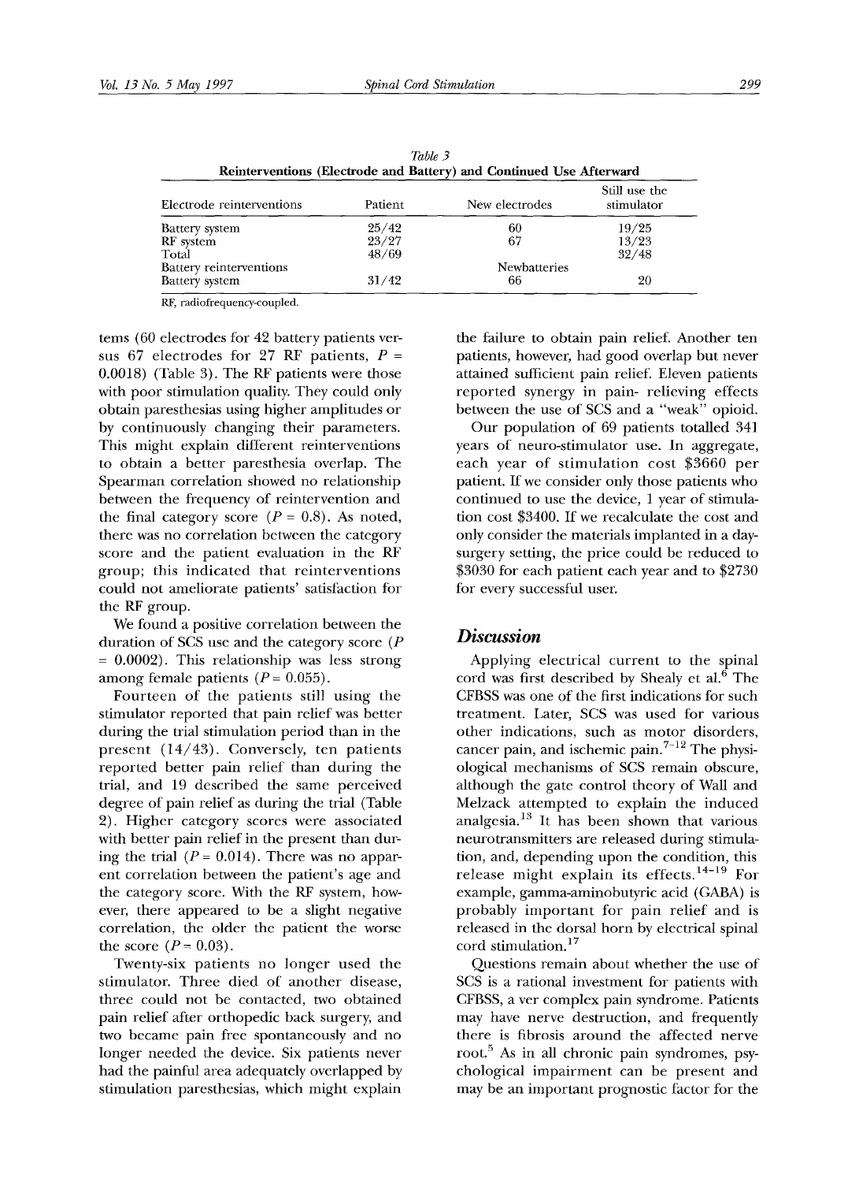Table 3

**Reinterventions (Electrode and Battery) and Continued Use Afterward**

| Electrode reinterventions | Patient | New electrodes | Still use the stimulator |
|---|---|---|---|
| Battery system | 25/42 | 60 | 19/25 |
| RF system | 23/27 | 67 | 13/23 |
| Total | 48/69 | | 32/48 |
| Battery reinterventions | | Newbatteries | |
| Battery system | 31/42 | 66 | 20 |

RF, radiofrequency-coupled.

tems (60 electrodes for 42 battery patients versus 67 electrodes for 27 RF patients, $P = 0.0018$) (Table 3). The RF patients were those with poor stimulation quality. They could only obtain paresthesias using higher amplitudes or by continuously changing their parameters. This might explain different reinterventions to obtain a better paresthesia overlap. The Spearman correlation showed no relationship between the frequency of reintervention and the final category score ($P = 0.8$). As noted, there was no correlation between the category score and the patient evaluation in the RF group; this indicated that reinterventions could not ameliorate patients' satisfaction for the RF group.

We found a positive correlation between the duration of SCS use and the category score ($P = 0.0002$). This relationship was less strong among female patients ($P = 0.055$).

Fourteen of the patients still using the stimulator reported that pain relief was better during the trial stimulation period than in the present (14/43). Conversely, ten patients reported better pain relief than during the trial, and 19 described the same perceived degree of pain relief as during the trial (Table 2). Higher category scores were associated with better pain relief in the present than during the trial ($P = 0.014$). There was no apparent correlation between the patient's age and the category score. With the RF system, however, there appeared to be a slight negative correlation, the older the patient the worse the score ($P = 0.03$).

Twenty-six patients no longer used the stimulator. Three died of another disease, three could not be contacted, two obtained pain relief after orthopedic back surgery, and two became pain free spontaneously and no longer needed the device. Six patients never had the painful area adequately overlapped by stimulation paresthesias, which might explain the failure to obtain pain relief. Another ten patients, however, had good overlap but never attained sufficient pain relief. Eleven patients reported synergy in pain- relieving effects between the use of SCS and a "weak" opioid.

Our population of 69 patients totalled 341 years of neuro-stimulator use. In aggregate, each year of stimulation cost \$3660 per patient. If we consider only those patients who continued to use the device, 1 year of stimulation cost \$3400. If we recalculate the cost and only consider the materials implanted in a day-surgery setting, the price could be reduced to \$3030 for each patient each year and to \$2730 for every successful user.

## Discussion

Applying electrical current to the spinal cord was first described by Shealy et al.[6] The CFBSS was one of the first indications for such treatment. Later, SCS was used for various other indications, such as motor disorders, cancer pain, and ischemic pain.[7-12] The physiological mechanisms of SCS remain obscure, although the gate control theory of Wall and Melzack attempted to explain the induced analgesia.[13] It has been shown that various neurotransmitters are released during stimulation, and, depending upon the condition, this release might explain its effects.[14-19] For example, gamma-aminobutyric acid (GABA) is probably important for pain relief and is released in the dorsal horn by electrical spinal cord stimulation.[17]

Questions remain about whether the use of SCS is a rational investment for patients with CFBSS, a ver complex pain syndrome. Patients may have nerve destruction, and frequently there is fibrosis around the affected nerve root.[5] As in all chronic pain syndromes, psychological impairment can be present and may be an important prognostic factor for the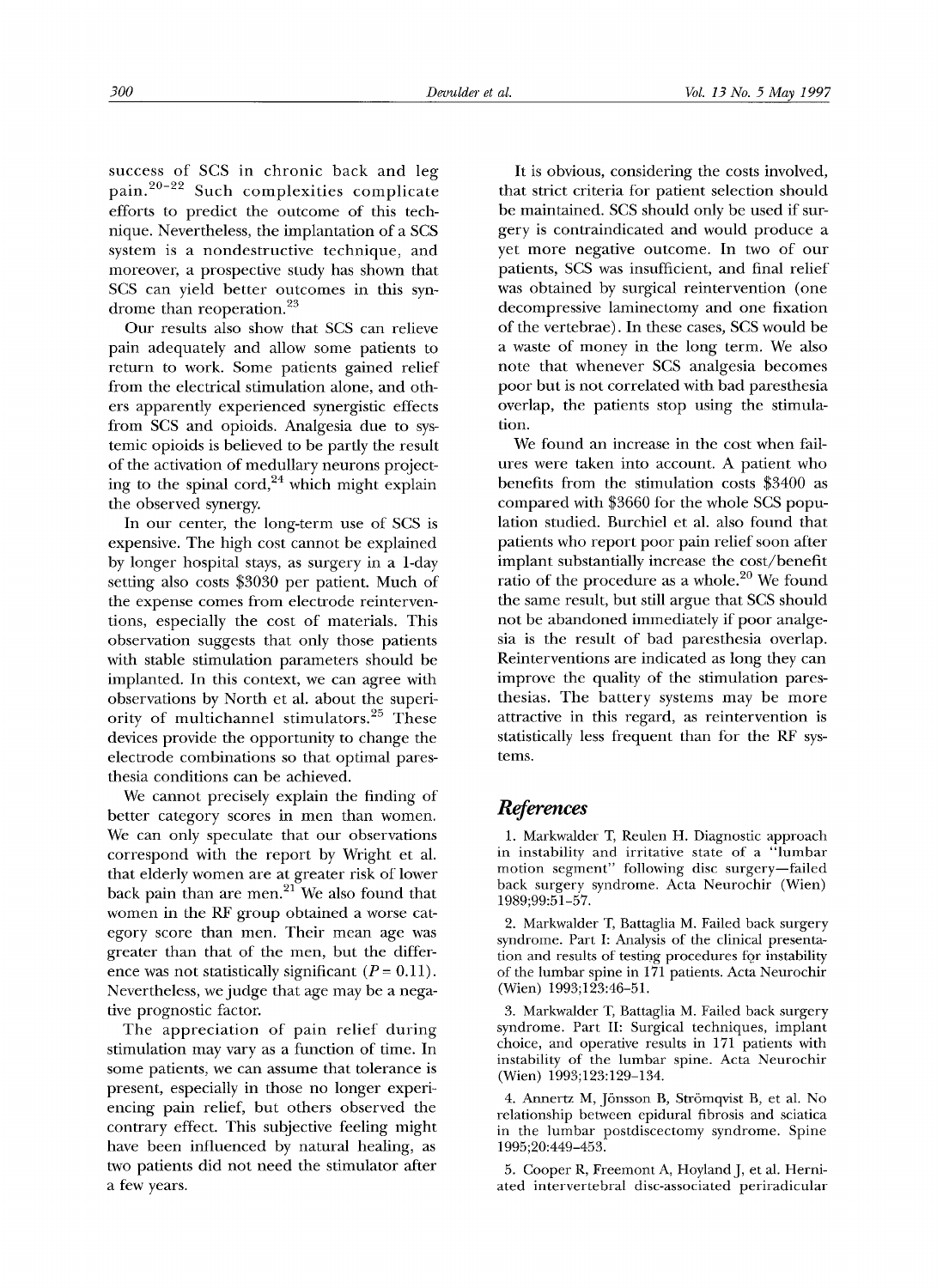success of SCS in chronic back and leg pain.[20–22] Such complexities complicate efforts to predict the outcome of this technique. Nevertheless, the implantation of a SCS system is a nondestructive technique, and moreover, a prospective study has shown that SCS can yield better outcomes in this syndrome than reoperation.[23]

Our results also show that SCS can relieve pain adequately and allow some patients to return to work. Some patients gained relief from the electrical stimulation alone, and others apparently experienced synergistic effects from SCS and opioids. Analgesia due to systemic opioids is believed to be partly the result of the activation of medullary neurons projecting to the spinal cord,[24] which might explain the observed synergy.

In our center, the long-term use of SCS is expensive. The high cost cannot be explained by longer hospital stays, as surgery in a 1-day setting also costs $3030 per patient. Much of the expense comes from electrode reinterventions, especially the cost of materials. This observation suggests that only those patients with stable stimulation parameters should be implanted. In this context, we can agree with observations by North et al. about the superiority of multichannel stimulators.[25] These devices provide the opportunity to change the electrode combinations so that optimal paresthesia conditions can be achieved.

We cannot precisely explain the finding of better category scores in men than women. We can only speculate that our observations correspond with the report by Wright et al. that elderly women are at greater risk of lower back pain than are men.[21] We also found that women in the RF group obtained a worse category score than men. Their mean age was greater than that of the men, but the difference was not statistically significant ($P = 0.11$). Nevertheless, we judge that age may be a negative prognostic factor.

The appreciation of pain relief during stimulation may vary as a function of time. In some patients, we can assume that tolerance is present, especially in those no longer experiencing pain relief, but others observed the contrary effect. This subjective feeling might have been influenced by natural healing, as two patients did not need the stimulator after a few years.

It is obvious, considering the costs involved, that strict criteria for patient selection should be maintained. SCS should only be used if surgery is contraindicated and would produce a yet more negative outcome. In two of our patients, SCS was insufficient, and final relief was obtained by surgical reintervention (one decompressive laminectomy and one fixation of the vertebrae). In these cases, SCS would be a waste of money in the long term. We also note that whenever SCS analgesia becomes poor but is not correlated with bad paresthesia overlap, the patients stop using the stimulation.

We found an increase in the cost when failures were taken into account. A patient who benefits from the stimulation costs $3400 as compared with $3660 for the whole SCS population studied. Burchiel et al. also found that patients who report poor pain relief soon after implant substantially increase the cost/benefit ratio of the procedure as a whole.[20] We found the same result, but still argue that SCS should not be abandoned immediately if poor analgesia is the result of bad paresthesia overlap. Reinterventions are indicated as long they can improve the quality of the stimulation paresthesias. The battery systems may be more attractive in this regard, as reintervention is statistically less frequent than for the RF systems.

## References

1. Markwalder T, Reulen H. Diagnostic approach in instability and irritative state of a "lumbar motion segment" following disc surgery—failed back surgery syndrome. Acta Neurochir (Wien) 1989;99:51–57.

2. Markwalder T, Battaglia M. Failed back surgery syndrome. Part I: Analysis of the clinical presentation and results of testing procedures for instability of the lumbar spine in 171 patients. Acta Neurochir (Wien) 1993;123:46–51.

3. Markwalder T, Battaglia M. Failed back surgery syndrome. Part II: Surgical techniques, implant choice, and operative results in 171 patients with instability of the lumbar spine. Acta Neurochir (Wien) 1993;123:129–134.

4. Annertz M, Jönsson B, Strömqvist B, et al. No relationship between epidural fibrosis and sciatica in the lumbar postdiscectomy syndrome. Spine 1995;20:449–453.

5. Cooper R, Freemont A, Hoyland J, et al. Herniated intervertebral disc-associated periradicular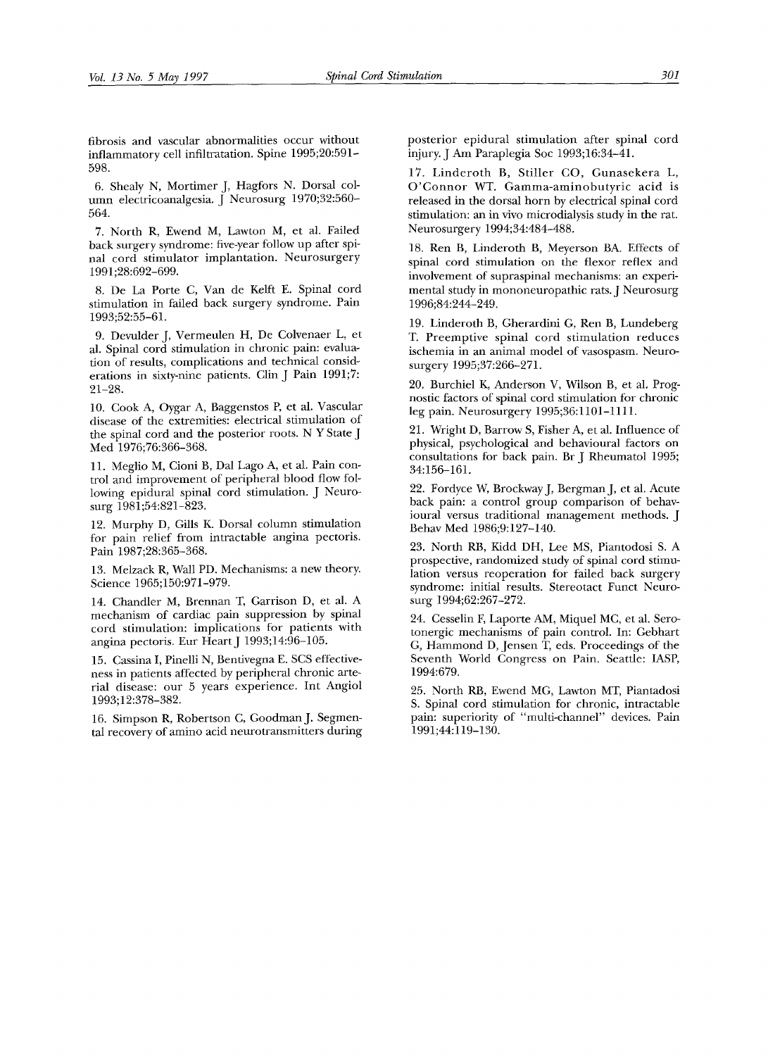fibrosis and vascular abnormalities occur without inflammatory cell infiltratation. Spine 1995;20:591–598.

6. Shealy N, Mortimer J, Hagfors N. Dorsal column electricoanalgesia. J Neurosurg 1970;32:560–564.

7. North R, Ewend M, Lawton M, et al. Failed back surgery syndrome: five-year follow up after spinal cord stimulator implantation. Neurosurgery 1991;28:692–699.

8. De La Porte C, Van de Kelft E. Spinal cord stimulation in failed back surgery syndrome. Pain 1993;52:55–61.

9. Devulder J, Vermeulen H, De Colvenaer L, et al. Spinal cord stimulation in chronic pain: evaluation of results, complications and technical considerations in sixty-nine patients. Clin J Pain 1991;7: 21–28.

10. Cook A, Oygar A, Baggenstos P, et al. Vascular disease of the extremities: electrical stimulation of the spinal cord and the posterior roots. N Y State J Med 1976;76:366–368.

11. Meglio M, Cioni B, Dal Lago A, et al. Pain control and improvement of peripheral blood flow following epidural spinal cord stimulation. J Neurosurg 1981;54:821–823.

12. Murphy D, Gills K. Dorsal column stimulation for pain relief from intractable angina pectoris. Pain 1987;28:365–368.

13. Melzack R, Wall PD. Mechanisms: a new theory. Science 1965;150:971–979.

14. Chandler M, Brennan T, Garrison D, et al. A mechanism of cardiac pain suppression by spinal cord stimulation: implications for patients with angina pectoris. Eur Heart J 1993;14:96–105.

15. Cassina I, Pinelli N, Bentivegna E. SCS effectiveness in patients affected by peripheral chronic arterial disease: our 5 years experience. Int Angiol 1993;12:378–382.

16. Simpson R, Robertson C, Goodman J. Segmental recovery of amino acid neurotransmitters during posterior epidural stimulation after spinal cord injury. J Am Paraplegia Soc 1993;16:34–41.

17. Linderoth B, Stiller CO, Gunasekera L, O'Connor WT. Gamma-aminobutyric acid is released in the dorsal horn by electrical spinal cord stimulation: an in vivo microdialysis study in the rat. Neurosurgery 1994;34:484–488.

18. Ren B, Linderoth B, Meyerson BA. Effects of spinal cord stimulation on the flexor reflex and involvement of supraspinal mechanisms: an experimental study in mononeuropathic rats. J Neurosurg 1996;84:244–249.

19. Linderoth B, Gherardini G, Ren B, Lundeberg T. Preemptive spinal cord stimulation reduces ischemia in an animal model of vasospasm. Neurosurgery 1995;37:266–271.

20. Burchiel K, Anderson V, Wilson B, et al. Prognostic factors of spinal cord stimulation for chronic leg pain. Neurosurgery 1995;36:1101–1111.

21. Wright D, Barrow S, Fisher A, et al. Influence of physical, psychological and behavioural factors on consultations for back pain. Br J Rheumatol 1995; 34:156–161.

22. Fordyce W, Brockway J, Bergman J, et al. Acute back pain: a control group comparison of behavioural versus traditional management methods. J Behav Med 1986;9:127–140.

23. North RB, Kidd DH, Lee MS, Piantodosi S. A prospective, randomized study of spinal cord stimulation versus reoperation for failed back surgery syndrome: initial results. Stereotact Funct Neurosurg 1994;62:267–272.

24. Cesselin F, Laporte AM, Miquel MC, et al. Serotonergic mechanisms of pain control. In: Gebhart G, Hammond D, Jensen T, eds. Proceedings of the Seventh World Congress on Pain. Seattle: IASP, 1994:679.

25. North RB, Ewend MG, Lawton MT, Piantadosi S. Spinal cord stimulation for chronic, intractable pain: superiority of "multi-channel" devices. Pain 1991;44:119–130.